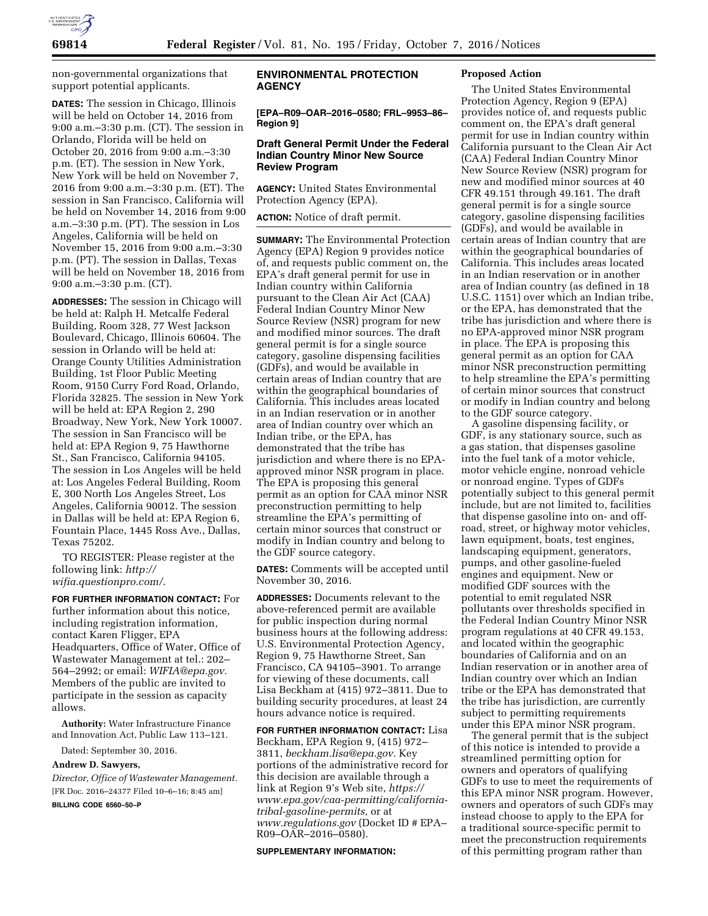non-governmental organizations that support potential applicants.

**DATES:** The session in Chicago, Illinois will be held on October 14, 2016 from 9:00 a.m.–3:30 p.m. (CT). The session in Orlando, Florida will be held on October 20, 2016 from 9:00 a.m.–3:30 p.m. (ET). The session in New York, New York will be held on November 7, 2016 from 9:00 a.m.–3:30 p.m. (ET). The session in San Francisco, California will be held on November 14, 2016 from 9:00 a.m.–3:30 p.m. (PT). The session in Los Angeles, California will be held on November 15, 2016 from 9:00 a.m.–3:30 p.m. (PT). The session in Dallas, Texas will be held on November 18, 2016 from 9:00 a.m.–3:30 p.m. (CT).

**ADDRESSES:** The session in Chicago will be held at: Ralph H. Metcalfe Federal Building, Room 328, 77 West Jackson Boulevard, Chicago, Illinois 60604. The session in Orlando will be held at: Orange County Utilities Administration Building, 1st Floor Public Meeting Room, 9150 Curry Ford Road, Orlando, Florida 32825. The session in New York will be held at: EPA Region 2, 290 Broadway, New York, New York 10007. The session in San Francisco will be held at: EPA Region 9, 75 Hawthorne St., San Francisco, California 94105. The session in Los Angeles will be held at: Los Angeles Federal Building, Room E, 300 North Los Angeles Street, Los Angeles, California 90012. The session in Dallas will be held at: EPA Region 6, Fountain Place, 1445 Ross Ave., Dallas, Texas 75202.

TO REGISTER: Please register at the following link: *http://wifia.questionpro.com/.*

**FOR FURTHER INFORMATION CONTACT:** For further information about this notice, including registration information, contact Karen Fligger, EPA Headquarters, Office of Water, Office of Wastewater Management at tel.: 202–564–2992; or email: *WIFIA@epa.gov.* Members of the public are invited to participate in the session as capacity allows.

**Authority:** Water Infrastructure Finance and Innovation Act, Public Law 113–121.

Dated: September 30, 2016.

**Andrew D. Sawyers,**

*Director, Office of Wastewater Management.*

[FR Doc. 2016–24377 Filed 10–6–16; 8:45 am]

**BILLING CODE 6560–50–P**

## ENVIRONMENTAL PROTECTION AGENCY

**[EPA–R09–OAR–2016–0580; FRL–9953–86–Region 9]**

### Draft General Permit Under the Federal Indian Country Minor New Source Review Program

**AGENCY:** United States Environmental Protection Agency (EPA).

**ACTION:** Notice of draft permit.

**SUMMARY:** The Environmental Protection Agency (EPA) Region 9 provides notice of, and requests public comment on, the EPA's draft general permit for use in Indian country within California pursuant to the Clean Air Act (CAA) Federal Indian Country Minor New Source Review (NSR) program for new and modified minor sources. The draft general permit is for a single source category, gasoline dispensing facilities (GDFs), and would be available in certain areas of Indian country that are within the geographical boundaries of California. This includes areas located in an Indian reservation or in another area of Indian country over which an Indian tribe, or the EPA, has demonstrated that the tribe has jurisdiction and where there is no EPA-approved minor NSR program in place. The EPA is proposing this general permit as an option for CAA minor NSR preconstruction permitting to help streamline the EPA's permitting of certain minor sources that construct or modify in Indian country and belong to the GDF source category.

**DATES:** Comments will be accepted until November 30, 2016.

**ADDRESSES:** Documents relevant to the above-referenced permit are available for public inspection during normal business hours at the following address: U.S. Environmental Protection Agency, Region 9, 75 Hawthorne Street, San Francisco, CA 94105–3901. To arrange for viewing of these documents, call Lisa Beckham at (415) 972–3811. Due to building security procedures, at least 24 hours advance notice is required.

**FOR FURTHER INFORMATION CONTACT:** Lisa Beckham, EPA Region 9, (415) 972–3811, *beckham.lisa@epa.gov.* Key portions of the administrative record for this decision are available through a link at Region 9's Web site, *https://www.epa.gov/caa-permitting/california-tribal-gasoline-permits,* or at *www.regulations.gov* (Docket ID # EPA–R09–OAR–2016–0580).

**SUPPLEMENTARY INFORMATION:**

#### Proposed Action

The United States Environmental Protection Agency, Region 9 (EPA) provides notice of, and requests public comment on, the EPA's draft general permit for use in Indian country within California pursuant to the Clean Air Act (CAA) Federal Indian Country Minor New Source Review (NSR) program for new and modified minor sources at 40 CFR 49.151 through 49.161. The draft general permit is for a single source category, gasoline dispensing facilities (GDFs), and would be available in certain areas of Indian country that are within the geographical boundaries of California. This includes areas located in an Indian reservation or in another area of Indian country (as defined in 18 U.S.C. 1151) over which an Indian tribe, or the EPA, has demonstrated that the tribe has jurisdiction and where there is no EPA-approved minor NSR program in place. The EPA is proposing this general permit as an option for CAA minor NSR preconstruction permitting to help streamline the EPA's permitting of certain minor sources that construct or modify in Indian country and belong to the GDF source category.

A gasoline dispensing facility, or GDF, is any stationary source, such as a gas station, that dispenses gasoline into the fuel tank of a motor vehicle, motor vehicle engine, nonroad vehicle or nonroad engine. Types of GDFs potentially subject to this general permit include, but are not limited to, facilities that dispense gasoline into on- and off-road, street, or highway motor vehicles, lawn equipment, boats, test engines, landscaping equipment, generators, pumps, and other gasoline-fueled engines and equipment. New or modified GDF sources with the potential to emit regulated NSR pollutants over thresholds specified in the Federal Indian Country Minor NSR program regulations at 40 CFR 49.153, and located within the geographic boundaries of California and on an Indian reservation or in another area of Indian country over which an Indian tribe or the EPA has demonstrated that the tribe has jurisdiction, are currently subject to permitting requirements under this EPA minor NSR program.

The general permit that is the subject of this notice is intended to provide a streamlined permitting option for owners and operators of qualifying GDFs to use to meet the requirements of this EPA minor NSR program. However, owners and operators of such GDFs may instead choose to apply to the EPA for a traditional source-specific permit to meet the preconstruction requirements of this permitting program rather than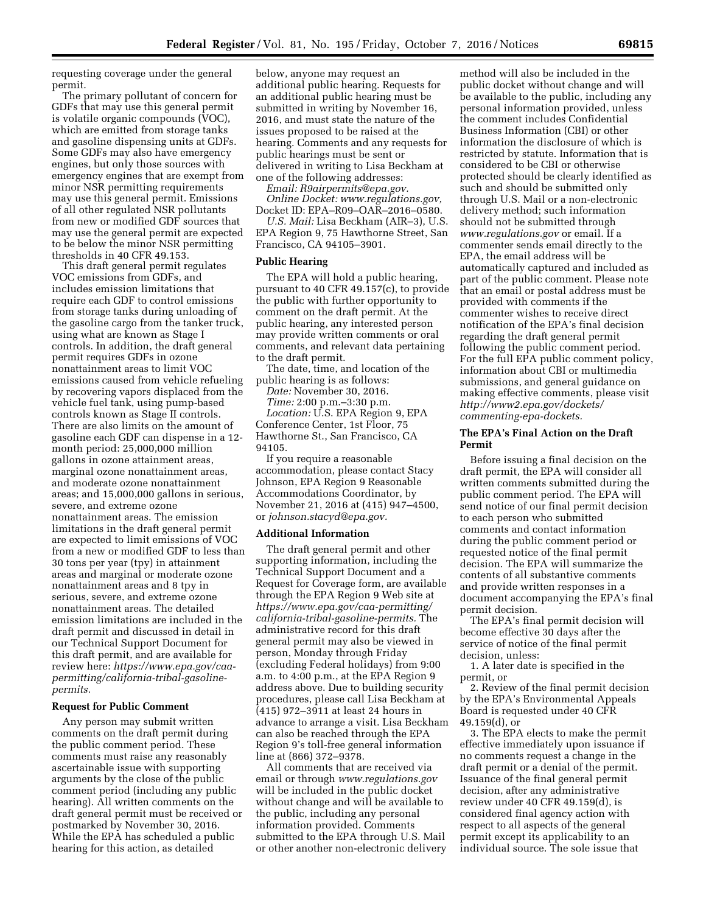requesting coverage under the general permit.

The primary pollutant of concern for GDFs that may use this general permit is volatile organic compounds (VOC), which are emitted from storage tanks and gasoline dispensing units at GDFs. Some GDFs may also have emergency engines, but only those sources with emergency engines that are exempt from minor NSR permitting requirements may use this general permit. Emissions of all other regulated NSR pollutants from new or modified GDF sources that may use the general permit are expected to be below the minor NSR permitting thresholds in 40 CFR 49.153.

This draft general permit regulates VOC emissions from GDFs, and includes emission limitations that require each GDF to control emissions from storage tanks during unloading of the gasoline cargo from the tanker truck, using what are known as Stage I controls. In addition, the draft general permit requires GDFs in ozone nonattainment areas to limit VOC emissions caused from vehicle refueling by recovering vapors displaced from the vehicle fuel tank, using pump-based controls known as Stage II controls. There are also limits on the amount of gasoline each GDF can dispense in a 12-month period: 25,000,000 million gallons in ozone attainment areas, marginal ozone nonattainment areas, and moderate ozone nonattainment areas; and 15,000,000 gallons in serious, severe, and extreme ozone nonattainment areas. The emission limitations in the draft general permit are expected to limit emissions of VOC from a new or modified GDF to less than 30 tons per year (tpy) in attainment areas and marginal or moderate ozone nonattainment areas and 8 tpy in serious, severe, and extreme ozone nonattainment areas. The detailed emission limitations are included in the draft permit and discussed in detail in our Technical Support Document for this draft permit, and are available for review here: *https://www.epa.gov/caa-permitting/california-tribal-gasoline-permits.*

## Request for Public Comment

Any person may submit written comments on the draft permit during the public comment period. These comments must raise any reasonably ascertainable issue with supporting arguments by the close of the public comment period (including any public hearing). All written comments on the draft general permit must be received or postmarked by November 30, 2016. While the EPA has scheduled a public hearing for this action, as detailed below, anyone may request an additional public hearing. Requests for an additional public hearing must be submitted in writing by November 16, 2016, and must state the nature of the issues proposed to be raised at the hearing. Comments and any requests for public hearings must be sent or delivered in writing to Lisa Beckham at one of the following addresses:

*Email: R9airpermits@epa.gov.*

*Online Docket: www.regulations.gov,* Docket ID: EPA–R09–OAR–2016–0580.

*U.S. Mail:* Lisa Beckham (AIR–3), U.S. EPA Region 9, 75 Hawthorne Street, San Francisco, CA 94105–3901.

## Public Hearing

The EPA will hold a public hearing, pursuant to 40 CFR 49.157(c), to provide the public with further opportunity to comment on the draft permit. At the public hearing, any interested person may provide written comments or oral comments, and relevant data pertaining to the draft permit.

The date, time, and location of the public hearing is as follows:

*Date:* November 30, 2016.

*Time:* 2:00 p.m.–3:30 p.m.

*Location:* U.S. EPA Region 9, EPA Conference Center, 1st Floor, 75 Hawthorne St., San Francisco, CA 94105.

If you require a reasonable accommodation, please contact Stacy Johnson, EPA Region 9 Reasonable Accommodations Coordinator, by November 21, 2016 at (415) 947–4500, or *johnson.stacyd@epa.gov.*

## Additional Information

The draft general permit and other supporting information, including the Technical Support Document and a Request for Coverage form, are available through the EPA Region 9 Web site at *https://www.epa.gov/caa-permitting/california-tribal-gasoline-permits.* The administrative record for this draft general permit may also be viewed in person, Monday through Friday (excluding Federal holidays) from 9:00 a.m. to 4:00 p.m., at the EPA Region 9 address above. Due to building security procedures, please call Lisa Beckham at (415) 972–3911 at least 24 hours in advance to arrange a visit. Lisa Beckham can also be reached through the EPA Region 9's toll-free general information line at (866) 372–9378.

All comments that are received via email or through *www.regulations.gov* will be included in the public docket without change and will be available to the public, including any personal information provided. Comments submitted to the EPA through U.S. Mail or other another non-electronic delivery method will also be included in the public docket without change and will be available to the public, including any personal information provided, unless the comment includes Confidential Business Information (CBI) or other information the disclosure of which is restricted by statute. Information that is considered to be CBI or otherwise protected should be clearly identified as such and should be submitted only through U.S. Mail or a non-electronic delivery method; such information should not be submitted through *www.regulations.gov* or email. If a commenter sends email directly to the EPA, the email address will be automatically captured and included as part of the public comment. Please note that an email or postal address must be provided with comments if the commenter wishes to receive direct notification of the EPA's final decision regarding the draft general permit following the public comment period. For the full EPA public comment policy, information about CBI or multimedia submissions, and general guidance on making effective comments, please visit *http://www2.epa.gov/dockets/commenting-epa-dockets.*

## The EPA's Final Action on the Draft Permit

Before issuing a final decision on the draft permit, the EPA will consider all written comments submitted during the public comment period. The EPA will send notice of our final permit decision to each person who submitted comments and contact information during the public comment period or requested notice of the final permit decision. The EPA will summarize the contents of all substantive comments and provide written responses in a document accompanying the EPA's final permit decision.

The EPA's final permit decision will become effective 30 days after the service of notice of the final permit decision, unless:

1. A later date is specified in the permit, or
2. Review of the final permit decision by the EPA's Environmental Appeals Board is requested under 40 CFR 49.159(d), or
3. The EPA elects to make the permit effective immediately upon issuance if no comments request a change in the draft permit or a denial of the permit.

Issuance of the final general permit decision, after any administrative review under 40 CFR 49.159(d), is considered final agency action with respect to all aspects of the general permit except its applicability to an individual source. The sole issue that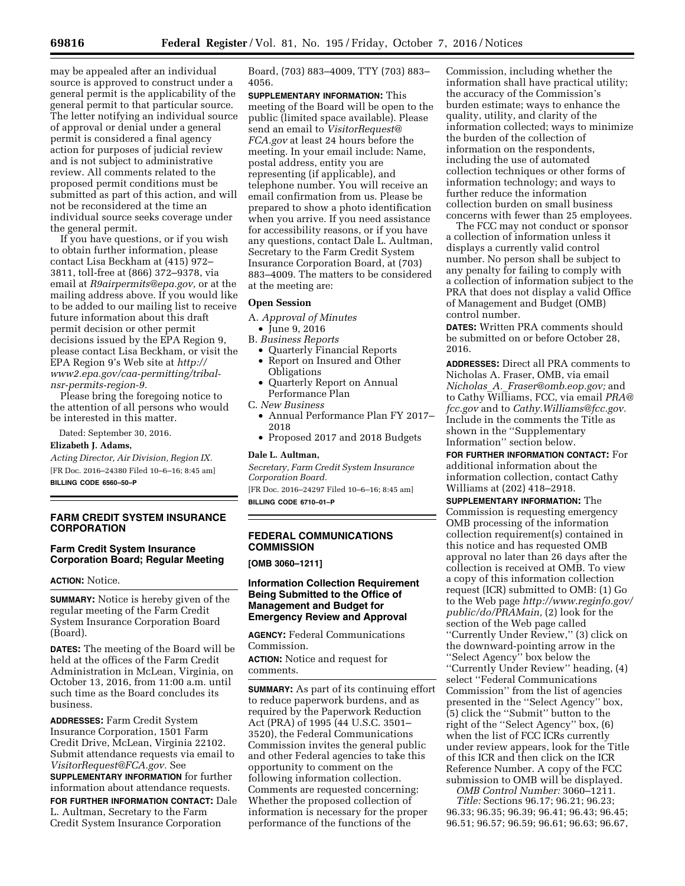may be appealed after an individual source is approved to construct under a general permit is the applicability of the general permit to that particular source. The letter notifying an individual source of approval or denial under a general permit is considered a final agency action for purposes of judicial review and is not subject to administrative review. All comments related to the proposed permit conditions must be submitted as part of this action, and will not be reconsidered at the time an individual source seeks coverage under the general permit.

If you have questions, or if you wish to obtain further information, please contact Lisa Beckham at (415) 972–3811, toll-free at (866) 372–9378, via email at *R9airpermits@epa.gov,* or at the mailing address above. If you would like to be added to our mailing list to receive future information about this draft permit decision or other permit decisions issued by the EPA Region 9, please contact Lisa Beckham, or visit the EPA Region 9's Web site at *http://www2.epa.gov/caa-permitting/tribal-nsr-permits-region-9.*

Please bring the foregoing notice to the attention of all persons who would be interested in this matter.

Dated: September 30, 2016.

**Elizabeth J. Adams,**

*Acting Director, Air Division, Region IX.*

[FR Doc. 2016–24380 Filed 10–6–16; 8:45 am]

**BILLING CODE 6560–50–P**

## FARM CREDIT SYSTEM INSURANCE CORPORATION

### Farm Credit System Insurance Corporation Board; Regular Meeting

**ACTION:** Notice.

**SUMMARY:** Notice is hereby given of the regular meeting of the Farm Credit System Insurance Corporation Board (Board).

**DATES:** The meeting of the Board will be held at the offices of the Farm Credit Administration in McLean, Virginia, on October 13, 2016, from 11:00 a.m. until such time as the Board concludes its business.

**ADDRESSES:** Farm Credit System Insurance Corporation, 1501 Farm Credit Drive, McLean, Virginia 22102. Submit attendance requests via email to *VisitorRequest@FCA.gov.* See **SUPPLEMENTARY INFORMATION** for further information about attendance requests.

**FOR FURTHER INFORMATION CONTACT:** Dale L. Aultman, Secretary to the Farm Credit System Insurance Corporation Board, (703) 883–4009, TTY (703) 883–4056.

**SUPPLEMENTARY INFORMATION:** This meeting of the Board will be open to the public (limited space available). Please send an email to *VisitorRequest@FCA.gov* at least 24 hours before the meeting. In your email include: Name, postal address, entity you are representing (if applicable), and telephone number. You will receive an email confirmation from us. Please be prepared to show a photo identification when you arrive. If you need assistance for accessibility reasons, or if you have any questions, contact Dale L. Aultman, Secretary to the Farm Credit System Insurance Corporation Board, at (703) 883–4009. The matters to be considered at the meeting are:

#### Open Session

A. *Approval of Minutes*
- June 9, 2016

B. *Business Reports*
- Quarterly Financial Reports
- Report on Insured and Other Obligations
- Quarterly Report on Annual Performance Plan

C. *New Business*
- Annual Performance Plan FY 2017–2018
- Proposed 2017 and 2018 Budgets

**Dale L. Aultman,**

*Secretary, Farm Credit System Insurance Corporation Board.*

[FR Doc. 2016–24297 Filed 10–6–16; 8:45 am]

**BILLING CODE 6710–01–P**

## FEDERAL COMMUNICATIONS COMMISSION

**[OMB 3060–1211]**

### Information Collection Requirement Being Submitted to the Office of Management and Budget for Emergency Review and Approval

**AGENCY:** Federal Communications Commission.

**ACTION:** Notice and request for comments.

**SUMMARY:** As part of its continuing effort to reduce paperwork burdens, and as required by the Paperwork Reduction Act (PRA) of 1995 (44 U.S.C. 3501–3520), the Federal Communications Commission invites the general public and other Federal agencies to take this opportunity to comment on the following information collection. Comments are requested concerning: Whether the proposed collection of information is necessary for the proper performance of the functions of the Commission, including whether the information shall have practical utility; the accuracy of the Commission's burden estimate; ways to enhance the quality, utility, and clarity of the information collected; ways to minimize the burden of the collection of information on the respondents, including the use of automated collection techniques or other forms of information technology; and ways to further reduce the information collection burden on small business concerns with fewer than 25 employees.

The FCC may not conduct or sponsor a collection of information unless it displays a currently valid control number. No person shall be subject to any penalty for failing to comply with a collection of information subject to the PRA that does not display a valid Office of Management and Budget (OMB) control number.

**DATES:** Written PRA comments should be submitted on or before October 28, 2016.

**ADDRESSES:** Direct all PRA comments to Nicholas A. Fraser, OMB, via email *Nicholas_A._Fraser@omb.eop.gov;* and to Cathy Williams, FCC, via email *PRA@fcc.gov* and to *Cathy.Williams@fcc.gov.* Include in the comments the Title as shown in the ''Supplementary Information'' section below.

**FOR FURTHER INFORMATION CONTACT:** For additional information about the information collection, contact Cathy Williams at (202) 418–2918.

**SUPPLEMENTARY INFORMATION:** The Commission is requesting emergency OMB processing of the information collection requirement(s) contained in this notice and has requested OMB approval no later than 26 days after the collection is received at OMB. To view a copy of this information collection request (ICR) submitted to OMB: (1) Go to the Web page *http://www.reginfo.gov/public/do/PRAMain,* (2) look for the section of the Web page called ''Currently Under Review,'' (3) click on the downward-pointing arrow in the ''Select Agency'' box below the ''Currently Under Review'' heading, (4) select ''Federal Communications Commission'' from the list of agencies presented in the ''Select Agency'' box, (5) click the ''Submit'' button to the right of the ''Select Agency'' box, (6) when the list of FCC ICRs currently under review appears, look for the Title of this ICR and then click on the ICR Reference Number. A copy of the FCC submission to OMB will be displayed.

*OMB Control Number:* 3060–1211.

*Title:* Sections 96.17; 96.21; 96.23; 96.33; 96.35; 96.39; 96.41; 96.43; 96.45; 96.51; 96.57; 96.59; 96.61; 96.63; 96.67,